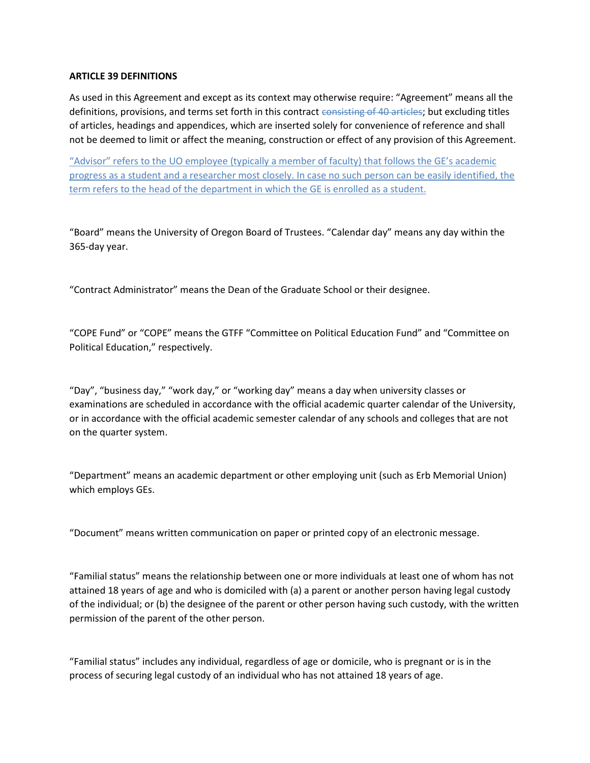**ARTICLE 39 DEFINITIONS**

As used in this Agreement and except as its context may otherwise require: "Agreement" means all the definitions, provisions, and terms set forth in this contract ~~consisting of 40 articles~~; but excluding titles of articles, headings and appendices, which are inserted solely for convenience of reference and shall not be deemed to limit or affect the meaning, construction or effect of any provision of this Agreement.

"Advisor" refers to the UO employee (typically a member of faculty) that follows the GE's academic progress as a student and a researcher most closely. In case no such person can be easily identified, the term refers to the head of the department in which the GE is enrolled as a student.

"Board" means the University of Oregon Board of Trustees. "Calendar day" means any day within the 365-day year.

"Contract Administrator" means the Dean of the Graduate School or their designee.

"COPE Fund" or "COPE" means the GTFF "Committee on Political Education Fund" and "Committee on Political Education," respectively.

"Day", "business day," "work day," or "working day" means a day when university classes or examinations are scheduled in accordance with the official academic quarter calendar of the University, or in accordance with the official academic semester calendar of any schools and colleges that are not on the quarter system.

"Department" means an academic department or other employing unit (such as Erb Memorial Union) which employs GEs.

"Document" means written communication on paper or printed copy of an electronic message.

"Familial status" means the relationship between one or more individuals at least one of whom has not attained 18 years of age and who is domiciled with (a) a parent or another person having legal custody of the individual; or (b) the designee of the parent or other person having such custody, with the written permission of the parent of the other person.

"Familial status" includes any individual, regardless of age or domicile, who is pregnant or is in the process of securing legal custody of an individual who has not attained 18 years of age.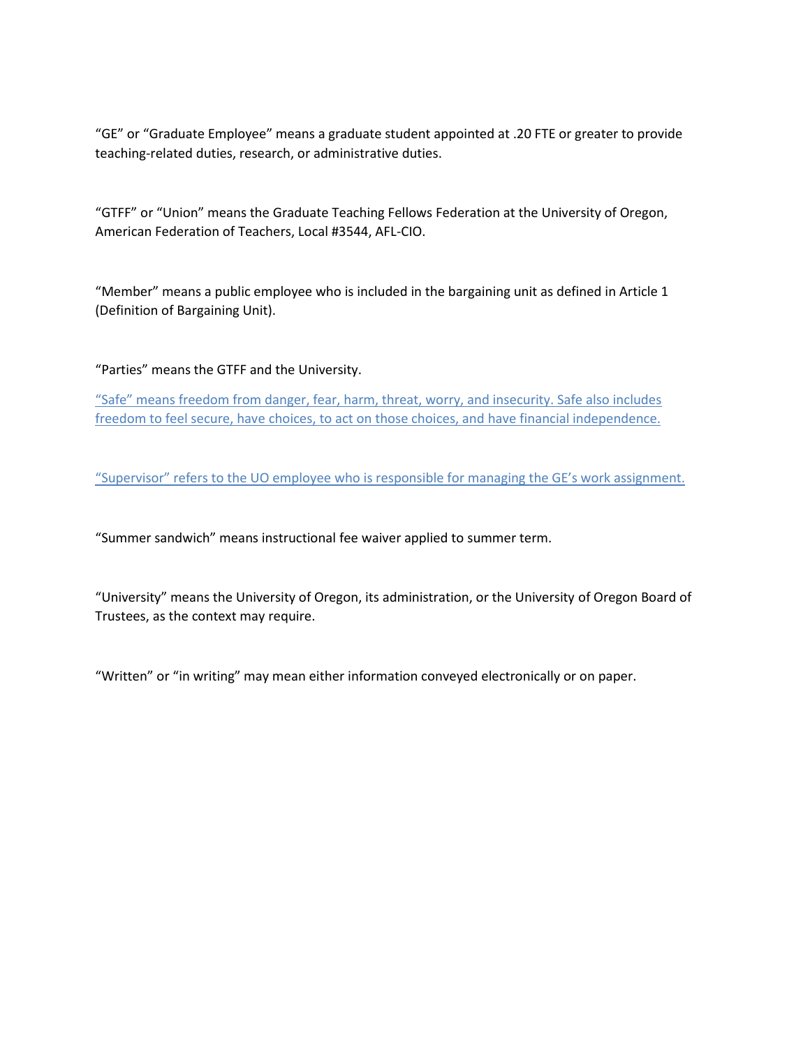"GE" or "Graduate Employee" means a graduate student appointed at .20 FTE or greater to provide teaching-related duties, research, or administrative duties.

"GTFF" or "Union" means the Graduate Teaching Fellows Federation at the University of Oregon, American Federation of Teachers, Local #3544, AFL-CIO.

"Member" means a public employee who is included in the bargaining unit as defined in Article 1 (Definition of Bargaining Unit).

"Parties" means the GTFF and the University.

"Safe" means freedom from danger, fear, harm, threat, worry, and insecurity. Safe also includes freedom to feel secure, have choices, to act on those choices, and have financial independence.

"Supervisor" refers to the UO employee who is responsible for managing the GE's work assignment.

"Summer sandwich" means instructional fee waiver applied to summer term.

"University" means the University of Oregon, its administration, or the University of Oregon Board of Trustees, as the context may require.

"Written" or "in writing" may mean either information conveyed electronically or on paper.